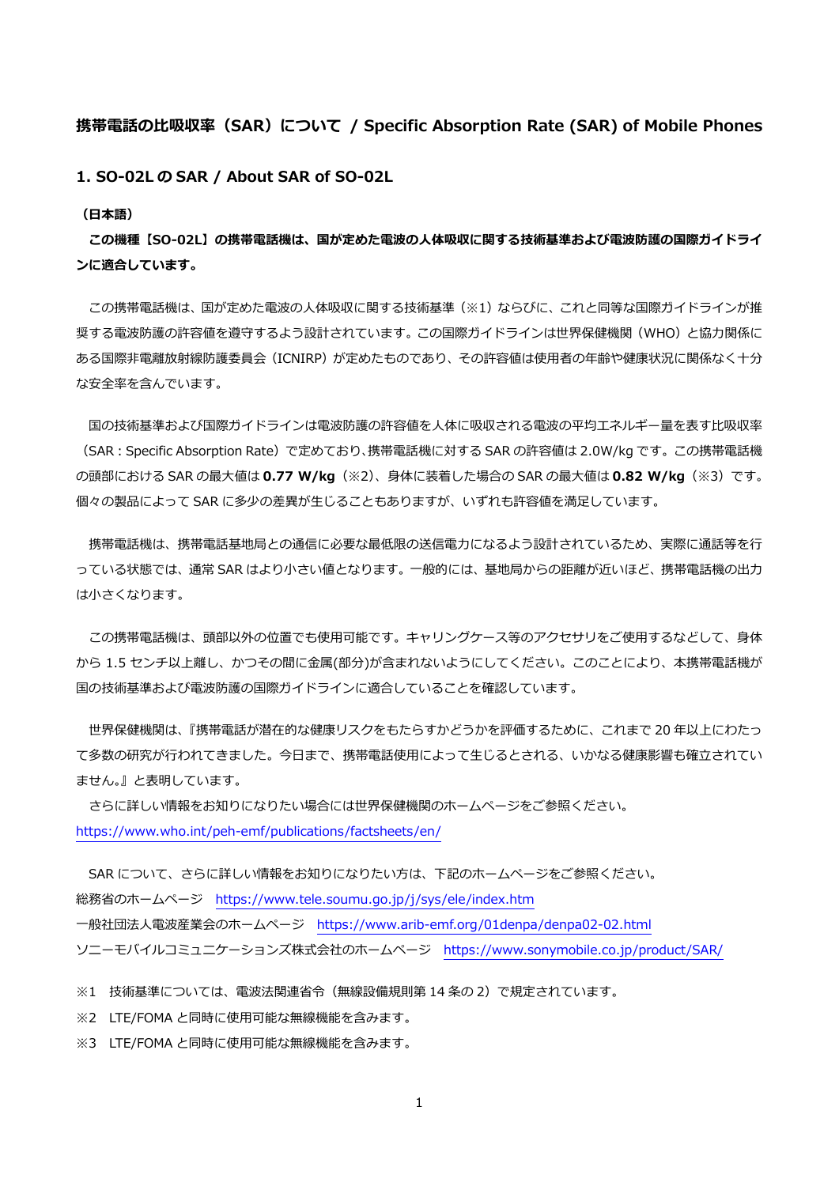# 携帯電話の比吸収率（SAR）について / Specific Absorption Rate (SAR) of Mobile Phones

## 1. SO-02L の SAR / About SAR of SO-02L

**（日本語）**

**この機種【SO-02L】の携帯電話機は、国が定めた電波の人体吸収に関する技術基準および電波防護の国際ガイドラインに適合しています。**

この携帯電話機は、国が定めた電波の人体吸収に関する技術基準（※1）ならびに、これと同等な国際ガイドラインが推奨する電波防護の許容値を遵守するよう設計されています。この国際ガイドラインは世界保健機関（WHO）と協力関係にある国際非電離放射線防護委員会（ICNIRP）が定めたものであり、その許容値は使用者の年齢や健康状況に関係なく十分な安全率を含んでいます。

国の技術基準および国際ガイドラインは電波防護の許容値を人体に吸収される電波の平均エネルギー量を表す比吸収率（SAR : Specific Absorption Rate）で定めており､携帯電話機に対する SAR の許容値は 2.0W/kg です。この携帯電話機の頭部における SAR の最大値は **0.77 W/kg**（※2）、身体に装着した場合の SAR の最大値は **0.82 W/kg**（※3）です。個々の製品によって SAR に多少の差異が生じることもありますが、いずれも許容値を満足しています。

携帯電話機は、携帯電話基地局との通信に必要な最低限の送信電力になるよう設計されているため、実際に通話等を行っている状態では、通常 SAR はより小さい値となります。一般的には、基地局からの距離が近いほど、携帯電話機の出力は小さくなります。

この携帯電話機は、頭部以外の位置でも使用可能です。キャリングケース等のアクセサリをご使用するなどして、身体から 1.5 センチ以上離し、かつその間に金属(部分)が含まれないようにしてください。このことにより、本携帯電話機が国の技術基準および電波防護の国際ガイドラインに適合していることを確認しています。

世界保健機関は、『携帯電話が潜在的な健康リスクをもたらすかどうかを評価するために、これまで 20 年以上にわたって多数の研究が行われてきました。今日まで、携帯電話使用によって生じるとされる、いかなる健康影響も確立されていません。』と表明しています。

さらに詳しい情報をお知りになりたい場合には世界保健機関のホームページをご参照ください。
https://www.who.int/peh-emf/publications/factsheets/en/

SAR について、さらに詳しい情報をお知りになりたい方は、下記のホームページをご参照ください。
総務省のホームページ https://www.tele.soumu.go.jp/j/sys/ele/index.htm
一般社団法人電波産業会のホームページ https://www.arib-emf.org/01denpa/denpa02-02.html
ソニーモバイルコミュニケーションズ株式会社のホームページ https://www.sonymobile.co.jp/product/SAR/

※1 技術基準については、電波法関連省令（無線設備規則第 14 条の 2）で規定されています。
※2 LTE/FOMA と同時に使用可能な無線機能を含みます。
※3 LTE/FOMA と同時に使用可能な無線機能を含みます。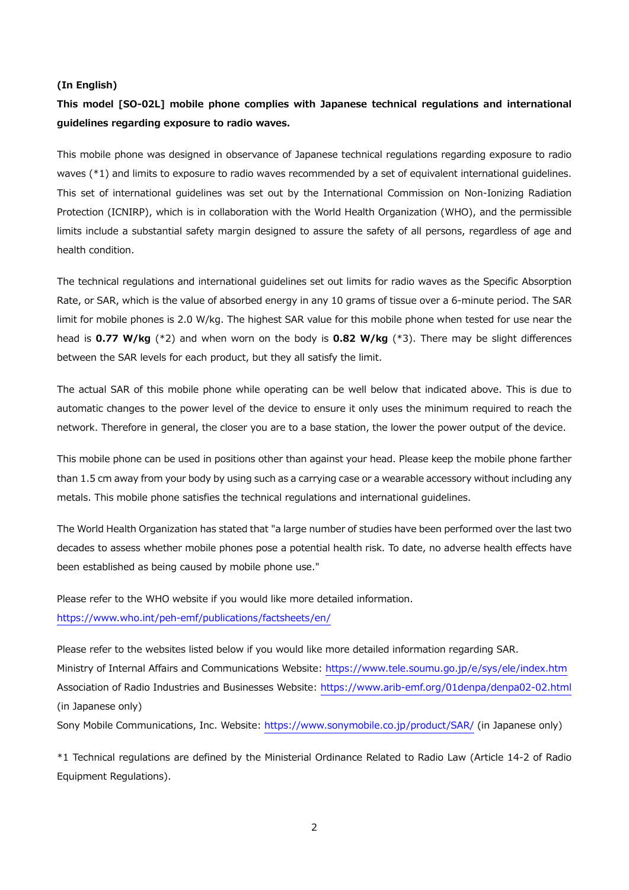**(In English)**

**This model [SO-02L] mobile phone complies with Japanese technical regulations and international guidelines regarding exposure to radio waves.**

This mobile phone was designed in observance of Japanese technical regulations regarding exposure to radio waves (*1) and limits to exposure to radio waves recommended by a set of equivalent international guidelines. This set of international guidelines was set out by the International Commission on Non-Ionizing Radiation Protection (ICNIRP), which is in collaboration with the World Health Organization (WHO), and the permissible limits include a substantial safety margin designed to assure the safety of all persons, regardless of age and health condition.

The technical regulations and international guidelines set out limits for radio waves as the Specific Absorption Rate, or SAR, which is the value of absorbed energy in any 10 grams of tissue over a 6-minute period. The SAR limit for mobile phones is 2.0 W/kg. The highest SAR value for this mobile phone when tested for use near the head is **0.77 W/kg** (*2) and when worn on the body is **0.82 W/kg** (*3). There may be slight differences between the SAR levels for each product, but they all satisfy the limit.

The actual SAR of this mobile phone while operating can be well below that indicated above. This is due to automatic changes to the power level of the device to ensure it only uses the minimum required to reach the network. Therefore in general, the closer you are to a base station, the lower the power output of the device.

This mobile phone can be used in positions other than against your head. Please keep the mobile phone farther than 1.5 cm away from your body by using such as a carrying case or a wearable accessory without including any metals. This mobile phone satisfies the technical regulations and international guidelines.

The World Health Organization has stated that "a large number of studies have been performed over the last two decades to assess whether mobile phones pose a potential health risk. To date, no adverse health effects have been established as being caused by mobile phone use."

Please refer to the WHO website if you would like more detailed information.
https://www.who.int/peh-emf/publications/factsheets/en/

Please refer to the websites listed below if you would like more detailed information regarding SAR.
Ministry of Internal Affairs and Communications Website: https://www.tele.soumu.go.jp/e/sys/ele/index.htm
Association of Radio Industries and Businesses Website: https://www.arib-emf.org/01denpa/denpa02-02.html (in Japanese only)
Sony Mobile Communications, Inc. Website: https://www.sonymobile.co.jp/product/SAR/ (in Japanese only)

*1 Technical regulations are defined by the Ministerial Ordinance Related to Radio Law (Article 14-2 of Radio Equipment Regulations).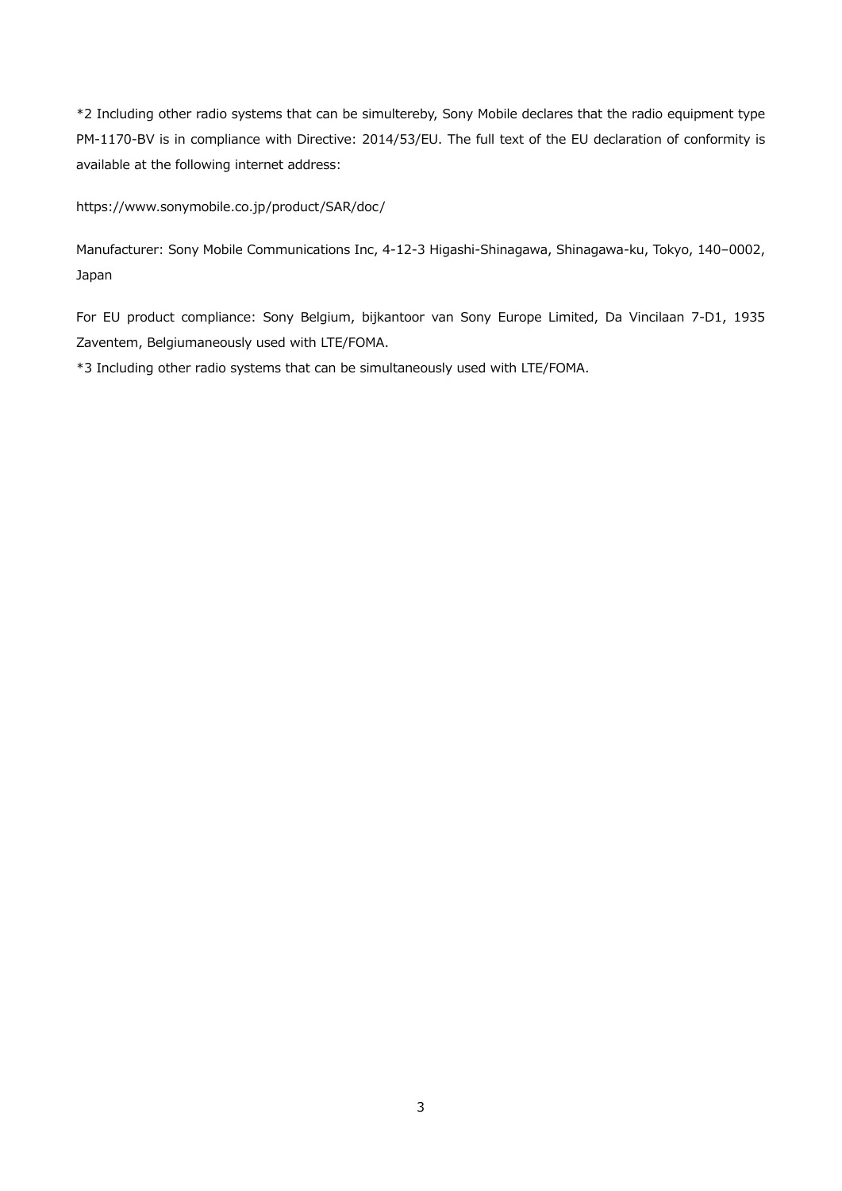*2 Including other radio systems that can be simultereby, Sony Mobile declares that the radio equipment type PM-1170-BV is in compliance with Directive: 2014/53/EU. The full text of the EU declaration of conformity is available at the following internet address:

https://www.sonymobile.co.jp/product/SAR/doc/

Manufacturer: Sony Mobile Communications Inc, 4-12-3 Higashi-Shinagawa, Shinagawa-ku, Tokyo, 140–0002, Japan

For EU product compliance: Sony Belgium, bijkantoor van Sony Europe Limited, Da Vincilaan 7-D1, 1935 Zaventem, Belgiumaneously used with LTE/FOMA.

*3 Including other radio systems that can be simultaneously used with LTE/FOMA.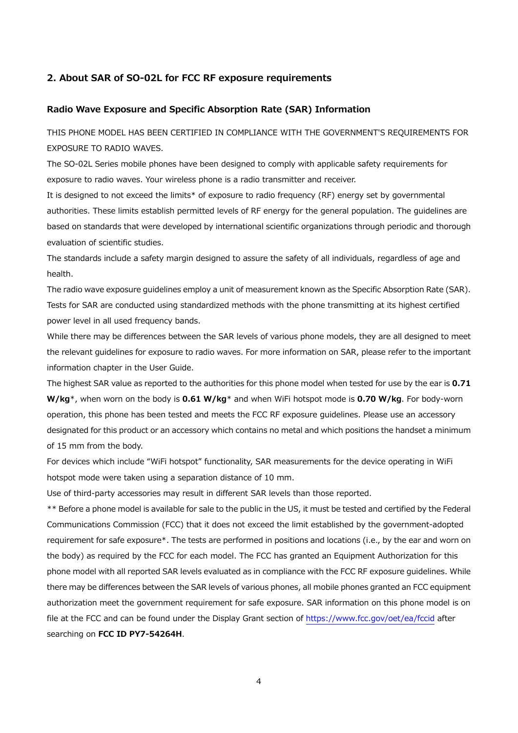## 2. About SAR of SO-02L for FCC RF exposure requirements

### Radio Wave Exposure and Specific Absorption Rate (SAR) Information

THIS PHONE MODEL HAS BEEN CERTIFIED IN COMPLIANCE WITH THE GOVERNMENT'S REQUIREMENTS FOR EXPOSURE TO RADIO WAVES.

The SO-02L Series mobile phones have been designed to comply with applicable safety requirements for exposure to radio waves. Your wireless phone is a radio transmitter and receiver.

It is designed to not exceed the limits* of exposure to radio frequency (RF) energy set by governmental authorities. These limits establish permitted levels of RF energy for the general population. The guidelines are based on standards that were developed by international scientific organizations through periodic and thorough evaluation of scientific studies.

The standards include a safety margin designed to assure the safety of all individuals, regardless of age and health.

The radio wave exposure guidelines employ a unit of measurement known as the Specific Absorption Rate (SAR). Tests for SAR are conducted using standardized methods with the phone transmitting at its highest certified power level in all used frequency bands.

While there may be differences between the SAR levels of various phone models, they are all designed to meet the relevant guidelines for exposure to radio waves. For more information on SAR, please refer to the important information chapter in the User Guide.

The highest SAR value as reported to the authorities for this phone model when tested for use by the ear is **0.71 W/kg***, when worn on the body is **0.61 W/kg*** and when WiFi hotspot mode is **0.70 W/kg**. For body-worn operation, this phone has been tested and meets the FCC RF exposure guidelines. Please use an accessory designated for this product or an accessory which contains no metal and which positions the handset a minimum of 15 mm from the body.

For devices which include “WiFi hotspot” functionality, SAR measurements for the device operating in WiFi hotspot mode were taken using a separation distance of 10 mm.

Use of third-party accessories may result in different SAR levels than those reported.

** Before a phone model is available for sale to the public in the US, it must be tested and certified by the Federal Communications Commission (FCC) that it does not exceed the limit established by the government-adopted requirement for safe exposure*. The tests are performed in positions and locations (i.e., by the ear and worn on the body) as required by the FCC for each model. The FCC has granted an Equipment Authorization for this phone model with all reported SAR levels evaluated as in compliance with the FCC RF exposure guidelines. While there may be differences between the SAR levels of various phones, all mobile phones granted an FCC equipment authorization meet the government requirement for safe exposure. SAR information on this phone model is on file at the FCC and can be found under the Display Grant section of https://www.fcc.gov/oet/ea/fccid after searching on **FCC ID PY7-54264H**.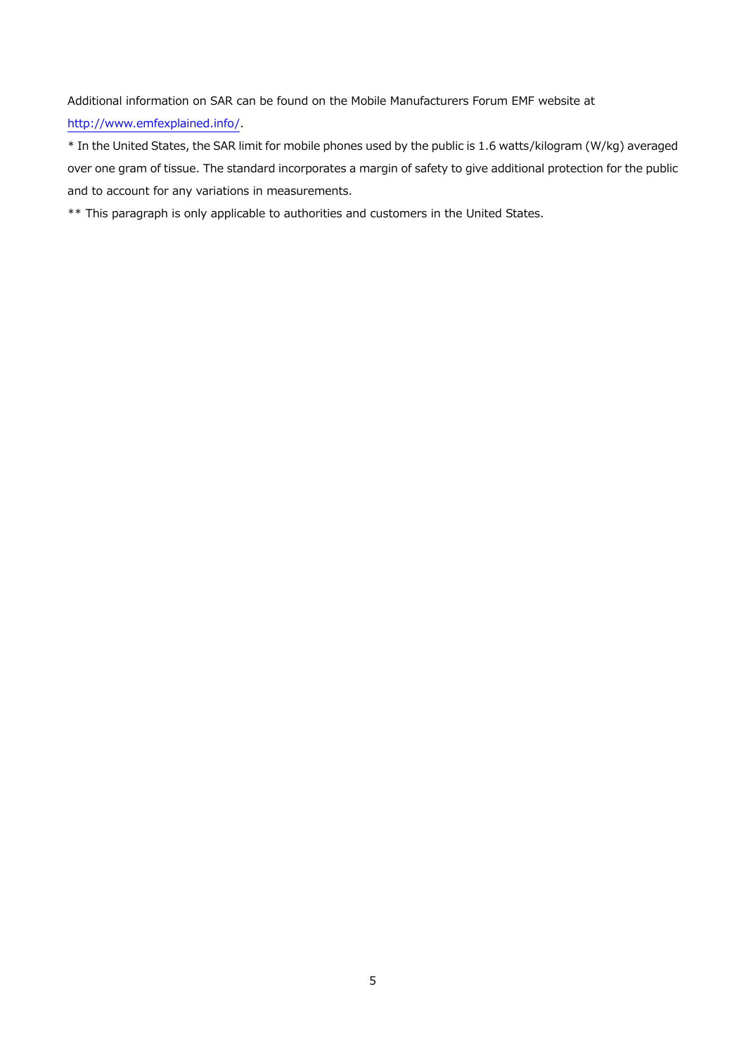Additional information on SAR can be found on the Mobile Manufacturers Forum EMF website at [http://www.emfexplained.info/](http://www.emfexplained.info/).

* In the United States, the SAR limit for mobile phones used by the public is 1.6 watts/kilogram (W/kg) averaged over one gram of tissue. The standard incorporates a margin of safety to give additional protection for the public and to account for any variations in measurements.

** This paragraph is only applicable to authorities and customers in the United States.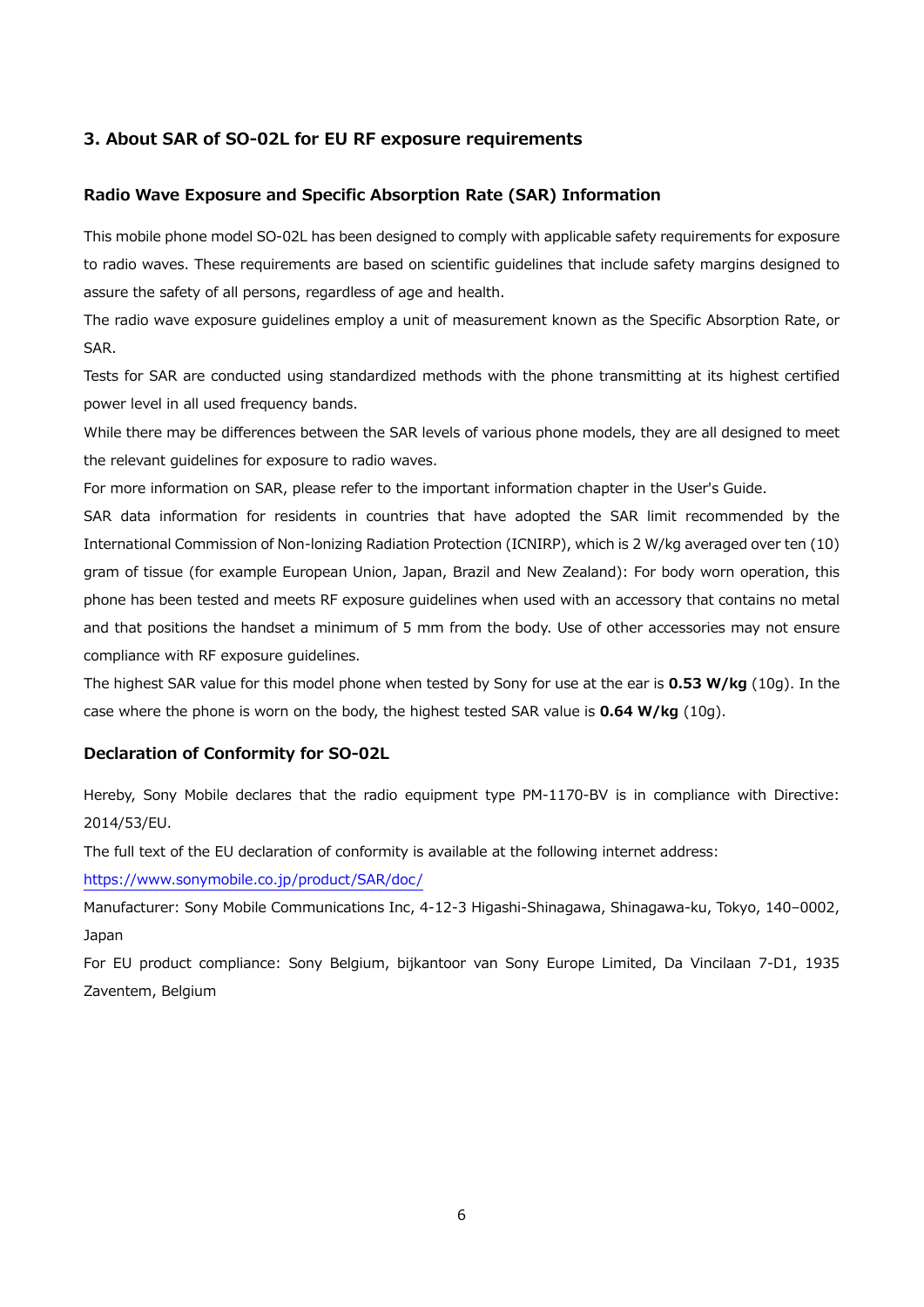## 3. About SAR of SO-02L for EU RF exposure requirements

### Radio Wave Exposure and Specific Absorption Rate (SAR) Information

This mobile phone model SO-02L has been designed to comply with applicable safety requirements for exposure to radio waves. These requirements are based on scientific guidelines that include safety margins designed to assure the safety of all persons, regardless of age and health.

The radio wave exposure guidelines employ a unit of measurement known as the Specific Absorption Rate, or SAR.

Tests for SAR are conducted using standardized methods with the phone transmitting at its highest certified power level in all used frequency bands.

While there may be differences between the SAR levels of various phone models, they are all designed to meet the relevant guidelines for exposure to radio waves.

For more information on SAR, please refer to the important information chapter in the User's Guide.

SAR data information for residents in countries that have adopted the SAR limit recommended by the International Commission of Non-Ionizing Radiation Protection (ICNIRP), which is 2 W/kg averaged over ten (10) gram of tissue (for example European Union, Japan, Brazil and New Zealand): For body worn operation, this phone has been tested and meets RF exposure guidelines when used with an accessory that contains no metal and that positions the handset a minimum of 5 mm from the body. Use of other accessories may not ensure compliance with RF exposure guidelines.

The highest SAR value for this model phone when tested by Sony for use at the ear is **0.53 W/kg** (10g). In the case where the phone is worn on the body, the highest tested SAR value is **0.64 W/kg** (10g).

### Declaration of Conformity for SO-02L

Hereby, Sony Mobile declares that the radio equipment type PM-1170-BV is in compliance with Directive: 2014/53/EU.

The full text of the EU declaration of conformity is available at the following internet address:

https://www.sonymobile.co.jp/product/SAR/doc/

Manufacturer: Sony Mobile Communications Inc, 4-12-3 Higashi-Shinagawa, Shinagawa-ku, Tokyo, 140–0002, Japan

For EU product compliance: Sony Belgium, bijkantoor van Sony Europe Limited, Da Vincilaan 7-D1, 1935 Zaventem, Belgium